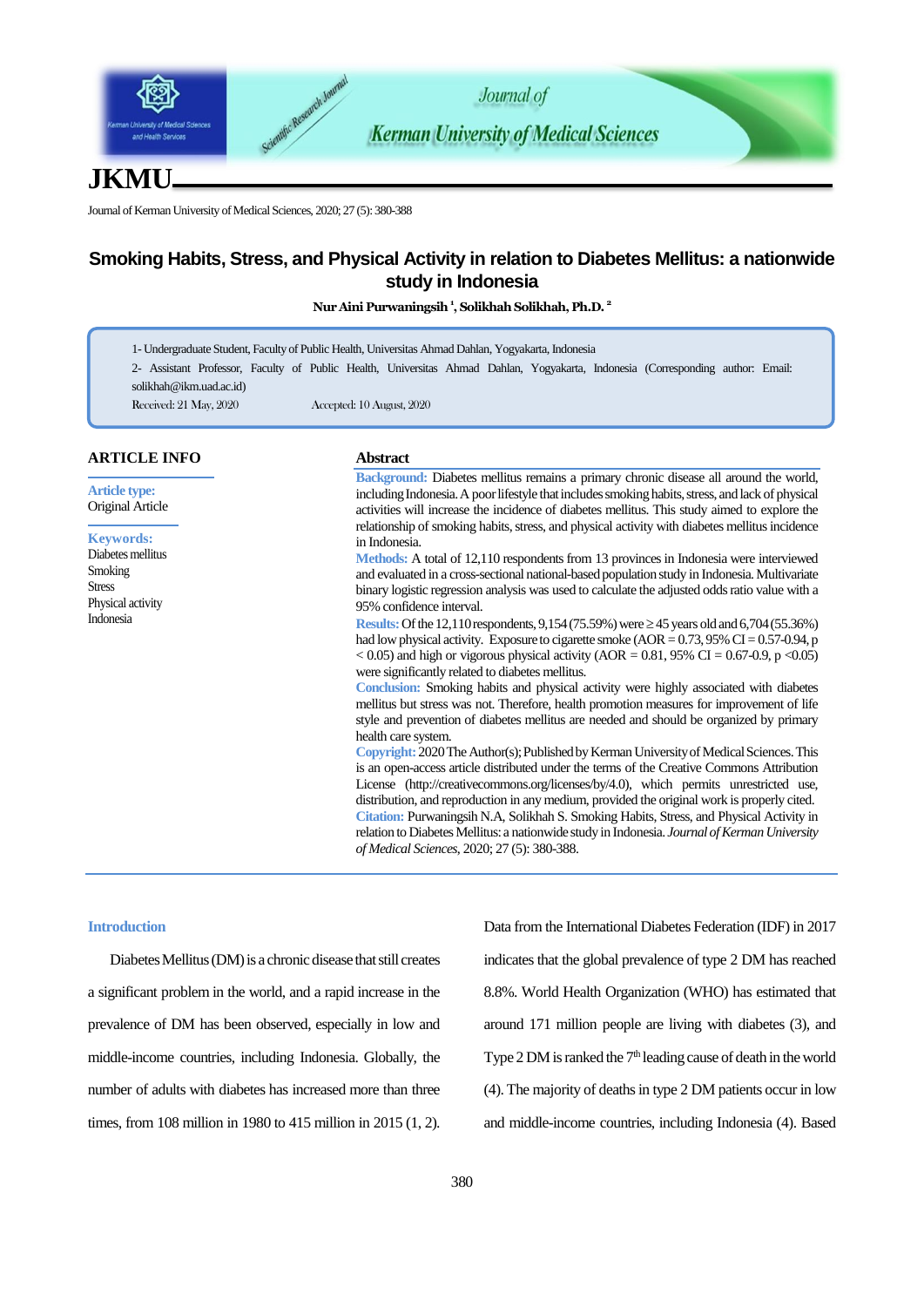# Smoking Habits, Stress, and Physical Activity in relation to Diabetes Mellitus: a nationwide study in Indonesia

**Nur Aini Purwaningsih [1], Solikhah Solikhah, Ph.D. [2]**

1- Undergraduate Student, Faculty of Public Health, Universitas Ahmad Dahlan, Yogyakarta, Indonesia

2- Assistant Professor, Faculty of Public Health, Universitas Ahmad Dahlan, Yogyakarta, Indonesia (Corresponding author: Email: solikhah@ikm.uad.ac.id)

Received: 21 May, 2020 Accepted: 10 August, 2020

## ARTICLE INFO

**Article type:**
Original Article

**Keywords:**
Diabetes mellitus
Smoking
Stress
Physical activity
Indonesia

## Abstract

**Background:** Diabetes mellitus remains a primary chronic disease all around the world, including Indonesia. A poor lifestyle that includes smoking habits, stress, and lack of physical activities will increase the incidence of diabetes mellitus. This study aimed to explore the relationship of smoking habits, stress, and physical activity with diabetes mellitus incidence in Indonesia.

**Methods:** A total of 12,110 respondents from 13 provinces in Indonesia were interviewed and evaluated in a cross-sectional national-based population study in Indonesia. Multivariate binary logistic regression analysis was used to calculate the adjusted odds ratio value with a 95% confidence interval.

**Results:** Of the 12,110 respondents, 9,154 (75.59%) were ≥ 45 years old and 6,704 (55.36%) had low physical activity. Exposure to cigarette smoke (AOR = 0.73, 95% CI = 0.57-0.94, $p < 0.05$) and high or vigorous physical activity (AOR = 0.81, 95% CI = 0.67-0.9, $p < 0.05$) were significantly related to diabetes mellitus.

**Conclusion:** Smoking habits and physical activity were highly associated with diabetes mellitus but stress was not. Therefore, health promotion measures for improvement of life style and prevention of diabetes mellitus are needed and should be organized by primary health care system.

**Copyright:** 2020 The Author(s); Published by Kerman University of Medical Sciences. This is an open-access article distributed under the terms of the Creative Commons Attribution License (http://creativecommons.org/licenses/by/4.0), which permits unrestricted use, distribution, and reproduction in any medium, provided the original work is properly cited.

**Citation:** Purwaningsih N.A, Solikhah S. Smoking Habits, Stress, and Physical Activity in relation to Diabetes Mellitus: a nationwide study in Indonesia. *Journal of Kerman University of Medical Sciences*, 2020; 27 (5): 380-388.

## Introduction

Diabetes Mellitus (DM) is a chronic disease that still creates a significant problem in the world, and a rapid increase in the prevalence of DM has been observed, especially in low and middle-income countries, including Indonesia. Globally, the number of adults with diabetes has increased more than three times, from 108 million in 1980 to 415 million in 2015 (1, 2). Data from the International Diabetes Federation (IDF) in 2017 indicates that the global prevalence of type 2 DM has reached 8.8%. World Health Organization (WHO) has estimated that around 171 million people are living with diabetes (3), and Type 2 DM is ranked the 7th leading cause of death in the world (4). The majority of deaths in type 2 DM patients occur in low and middle-income countries, including Indonesia (4). Based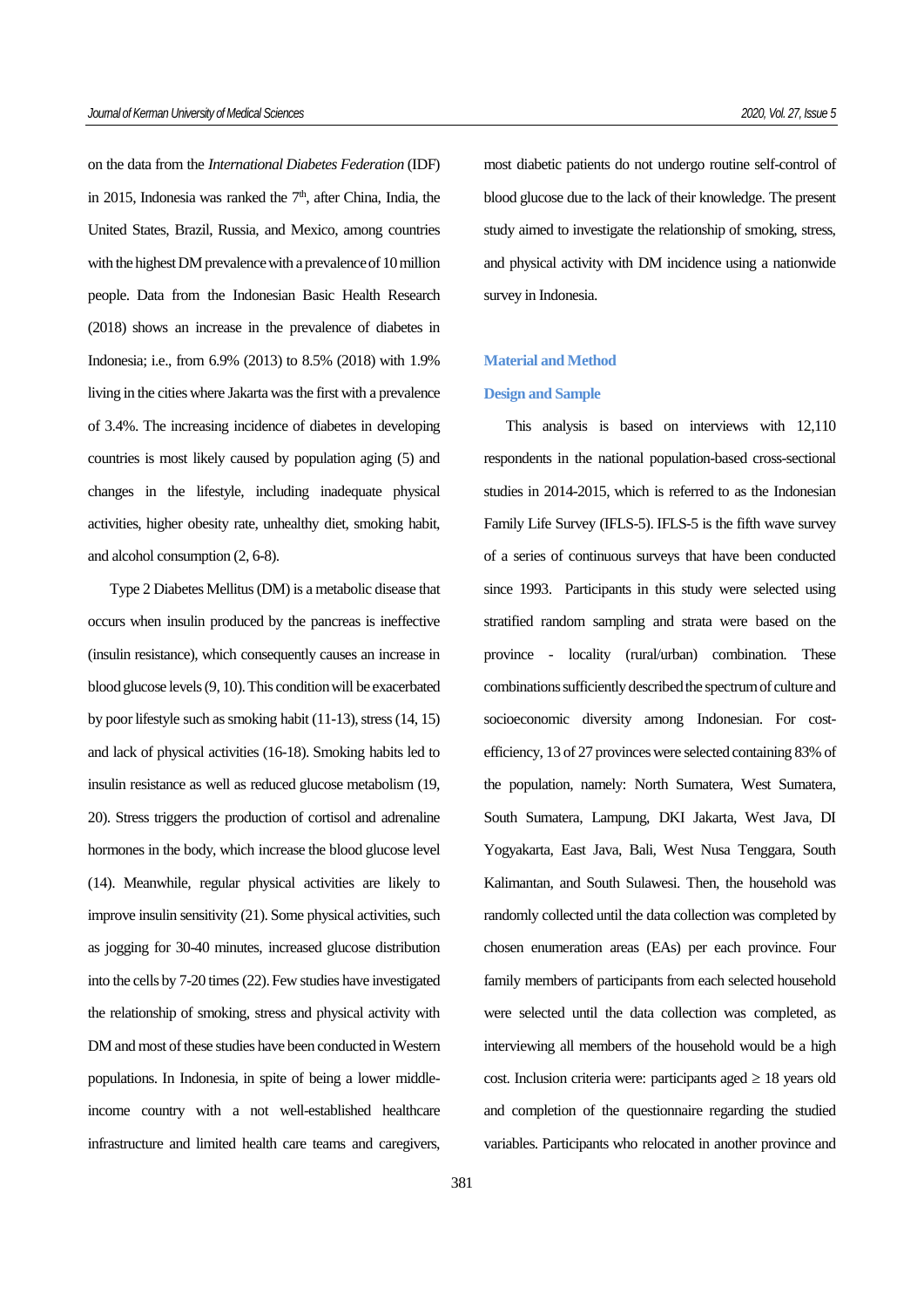on the data from the *International Diabetes Federation* (IDF) in 2015, Indonesia was ranked the 7th, after China, India, the United States, Brazil, Russia, and Mexico, among countries with the highest DM prevalence with a prevalence of 10 million people. Data from the Indonesian Basic Health Research (2018) shows an increase in the prevalence of diabetes in Indonesia; i.e., from 6.9% (2013) to 8.5% (2018) with 1.9% living in the cities where Jakarta was the first with a prevalence of 3.4%. The increasing incidence of diabetes in developing countries is most likely caused by population aging (5) and changes in the lifestyle, including inadequate physical activities, higher obesity rate, unhealthy diet, smoking habit, and alcohol consumption (2, 6-8).

Type 2 Diabetes Mellitus (DM) is a metabolic disease that occurs when insulin produced by the pancreas is ineffective (insulin resistance), which consequently causes an increase in blood glucose levels (9, 10). This condition will be exacerbated by poor lifestyle such as smoking habit (11-13), stress (14, 15) and lack of physical activities (16-18). Smoking habits led to insulin resistance as well as reduced glucose metabolism (19, 20). Stress triggers the production of cortisol and adrenaline hormones in the body, which increase the blood glucose level (14). Meanwhile, regular physical activities are likely to improve insulin sensitivity (21). Some physical activities, such as jogging for 30-40 minutes, increased glucose distribution into the cells by 7-20 times (22). Few studies have investigated the relationship of smoking, stress and physical activity with DM and most of these studies have been conducted in Western populations. In Indonesia, in spite of being a lower middle-income country with a not well-established healthcare infrastructure and limited health care teams and caregivers, most diabetic patients do not undergo routine self-control of blood glucose due to the lack of their knowledge. The present study aimed to investigate the relationship of smoking, stress, and physical activity with DM incidence using a nationwide survey in Indonesia.

## Material and Method

### Design and Sample

This analysis is based on interviews with 12,110 respondents in the national population-based cross-sectional studies in 2014-2015, which is referred to as the Indonesian Family Life Survey (IFLS-5). IFLS-5 is the fifth wave survey of a series of continuous surveys that have been conducted since 1993. Participants in this study were selected using stratified random sampling and strata were based on the province - locality (rural/urban) combination. These combinations sufficiently described the spectrum of culture and socioeconomic diversity among Indonesian. For cost-efficiency, 13 of 27 provinces were selected containing 83% of the population, namely: North Sumatera, West Sumatera, South Sumatera, Lampung, DKI Jakarta, West Java, DI Yogyakarta, East Java, Bali, West Nusa Tenggara, South Kalimantan, and South Sulawesi. Then, the household was randomly collected until the data collection was completed by chosen enumeration areas (EAs) per each province. Four family members of participants from each selected household were selected until the data collection was completed, as interviewing all members of the household would be a high cost. Inclusion criteria were: participants aged ≥ 18 years old and completion of the questionnaire regarding the studied variables. Participants who relocated in another province and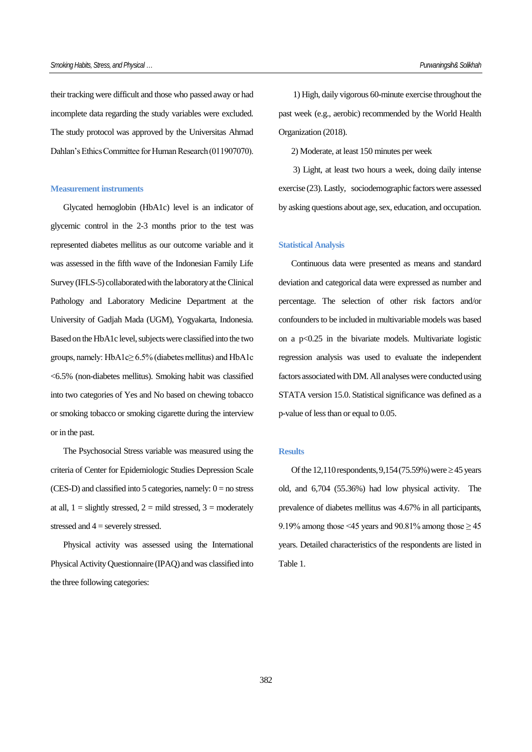their tracking were difficult and those who passed away or had incomplete data regarding the study variables were excluded. The study protocol was approved by the Universitas Ahmad Dahlan's Ethics Committee for Human Research (011907070).

### Measurement instruments

Glycated hemoglobin (HbA1c) level is an indicator of glycemic control in the 2-3 months prior to the test was represented diabetes mellitus as our outcome variable and it was assessed in the fifth wave of the Indonesian Family Life Survey (IFLS-5) collaborated with the laboratory at the Clinical Pathology and Laboratory Medicine Department at the University of Gadjah Mada (UGM), Yogyakarta, Indonesia. Based on the HbA1c level, subjects were classified into the two groups, namely: HbA1c≥ 6.5% (diabetes mellitus) and HbA1c <6.5% (non-diabetes mellitus). Smoking habit was classified into two categories of Yes and No based on chewing tobacco or smoking tobacco or smoking cigarette during the interview or in the past.

The Psychosocial Stress variable was measured using the criteria of Center for Epidemiologic Studies Depression Scale (CES-D) and classified into 5 categories, namely: 0 = no stress at all, 1 = slightly stressed, 2 = mild stressed, 3 = moderately stressed and 4 = severely stressed.

Physical activity was assessed using the International Physical Activity Questionnaire (IPAQ) and was classified into the three following categories:

1) High, daily vigorous 60-minute exercise throughout the past week (e.g., aerobic) recommended by the World Health Organization (2018).

2) Moderate, at least 150 minutes per week

3) Light, at least two hours a week, doing daily intense exercise (23). Lastly, sociodemographic factors were assessed by asking questions about age, sex, education, and occupation.

### Statistical Analysis

Continuous data were presented as means and standard deviation and categorical data were expressed as number and percentage. The selection of other risk factors and/or confounders to be included in multivariable models was based on a $p<0.25$ in the bivariate models. Multivariate logistic regression analysis was used to evaluate the independent factors associated with DM. All analyses were conducted using STATA version 15.0. Statistical significance was defined as a p-value of less than or equal to 0.05.

### Results

Of the 12,110 respondents, 9,154 (75.59%) were ≥ 45 years old, and 6,704 (55.36%) had low physical activity. The prevalence of diabetes mellitus was 4.67% in all participants, 9.19% among those <45 years and 90.81% among those ≥ 45 years. Detailed characteristics of the respondents are listed in Table 1.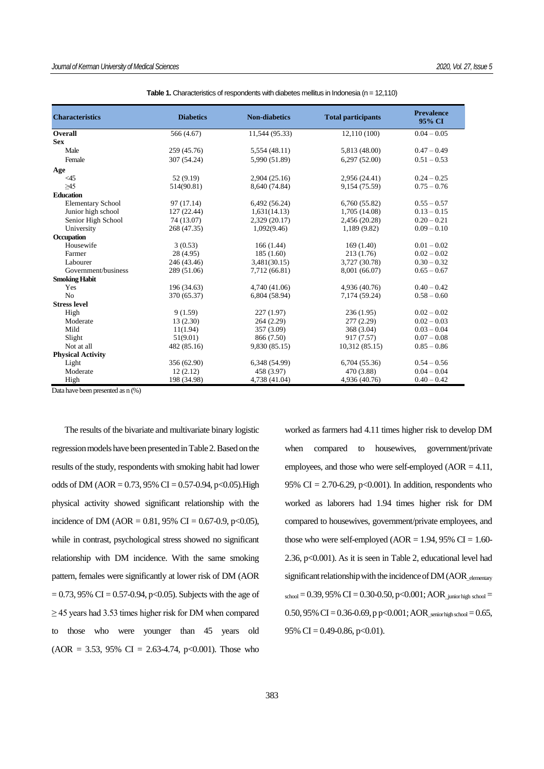**Table 1.** Characteristics of respondents with diabetes mellitus in Indonesia (n = 12,110)

| Characteristics | Diabetics | Non-diabetics | Total participants | Prevalence 95% CI |
|---|---|---|---|---|
| **Overall** | 566 (4.67) | 11,544 (95.33) | 12,110 (100) | 0.04 – 0.05 |
| **Sex** | | | | |
| Male | 259 (45.76) | 5,554 (48.11) | 5,813 (48.00) | 0.47 – 0.49 |
| Female | 307 (54.24) | 5,990 (51.89) | 6,297 (52.00) | 0.51 – 0.53 |
| **Age** | | | | |
| <45 | 52 (9.19) | 2,904 (25.16) | 2,956 (24.41) | 0.24 – 0.25 |
| ≥45 | 514(90.81) | 8,640 (74.84) | 9,154 (75.59) | 0.75 – 0.76 |
| **Education** | | | | |
| Elementary School | 97 (17.14) | 6,492 (56.24) | 6,760 (55.82) | 0.55 – 0.57 |
| Junior high school | 127 (22.44) | 1,631(14.13) | 1,705 (14.08) | 0.13 – 0.15 |
| Senior High School | 74 (13.07) | 2,329 (20.17) | 2,456 (20.28) | 0.20 – 0.21 |
| University | 268 (47.35) | 1,092(9.46) | 1,189 (9.82) | 0.09 – 0.10 |
| **Occupation** | | | | |
| Housewife | 3 (0.53) | 166 (1.44) | 169 (1.40) | 0.01 – 0.02 |
| Farmer | 28 (4.95) | 185 (1.60) | 213 (1.76) | 0.02 – 0.02 |
| Labourer | 246 (43.46) | 3,481(30.15) | 3,727 (30.78) | 0.30 – 0.32 |
| Government/business | 289 (51.06) | 7,712 (66.81) | 8,001 (66.07) | 0.65 – 0.67 |
| **Smoking Habit** | | | | |
| Yes | 196 (34.63) | 4,740 (41.06) | 4,936 (40.76) | 0.40 – 0.42 |
| No | 370 (65.37) | 6,804 (58.94) | 7,174 (59.24) | 0.58 – 0.60 |
| **Stress level** | | | | |
| High | 9 (1.59) | 227 (1.97) | 236 (1.95) | 0.02 – 0.02 |
| Moderate | 13 (2.30) | 264 (2.29) | 277 (2.29) | 0.02 – 0.03 |
| Mild | 11(1.94) | 357 (3.09) | 368 (3.04) | 0.03 – 0.04 |
| Slight | 51(9.01) | 866 (7.50) | 917 (7.57) | 0.07 – 0.08 |
| Not at all | 482 (85.16) | 9,830 (85.15) | 10,312 (85.15) | 0.85 – 0.86 |
| **Physical Activity** | | | | |
| Light | 356 (62.90) | 6,348 (54.99) | 6,704 (55.36) | 0.54 – 0.56 |
| Moderate | 12 (2.12) | 458 (3.97) | 470 (3.88) | 0.04 – 0.04 |
| High | 198 (34.98) | 4,738 (41.04) | 4,936 (40.76) | 0.40 – 0.42 |

Data have been presented as n (%)

The results of the bivariate and multivariate binary logistic regression models have been presented in Table 2. Based on the results of the study, respondents with smoking habit had lower odds of DM (AOR = 0.73, 95% CI = 0.57-0.94, $p<0.05$).High physical activity showed significant relationship with the incidence of DM (AOR = 0.81, 95% CI = 0.67-0.9, $p<0.05$), while in contrast, psychological stress showed no significant relationship with DM incidence. With the same smoking pattern, females were significantly at lower risk of DM (AOR = 0.73, 95% CI = 0.57-0.94, $p<0.05$). Subjects with the age of ≥ 45 years had 3.53 times higher risk for DM when compared to those who were younger than 45 years old (AOR = 3.53, 95% CI = 2.63-4.74, $p<0.001$). Those who worked as farmers had 4.11 times higher risk to develop DM when compared to housewives, government/private employees, and those who were self-employed (AOR = 4.11, 95% CI = 2.70-6.29, $p<0.001$). In addition, respondents who worked as laborers had 1.94 times higher risk for DM compared to housewives, government/private employees, and those who were self-employed (AOR = 1.94, 95% CI = 1.60-2.36, $p<0.001$). As it is seen in Table 2, educational level had significant relationship with the incidence of DM ($AOR_{\_elementary\ school}$ = 0.39, 95% CI = 0.30-0.50, $p<0.001$; $AOR_{\_junior\ high\ school}$ = 0.50, 95% CI = 0.36-0.69, p $p<0.001$; $AOR_{\_senior\ high\ school}$ = 0.65, 95% CI = 0.49-0.86, $p<0.01$).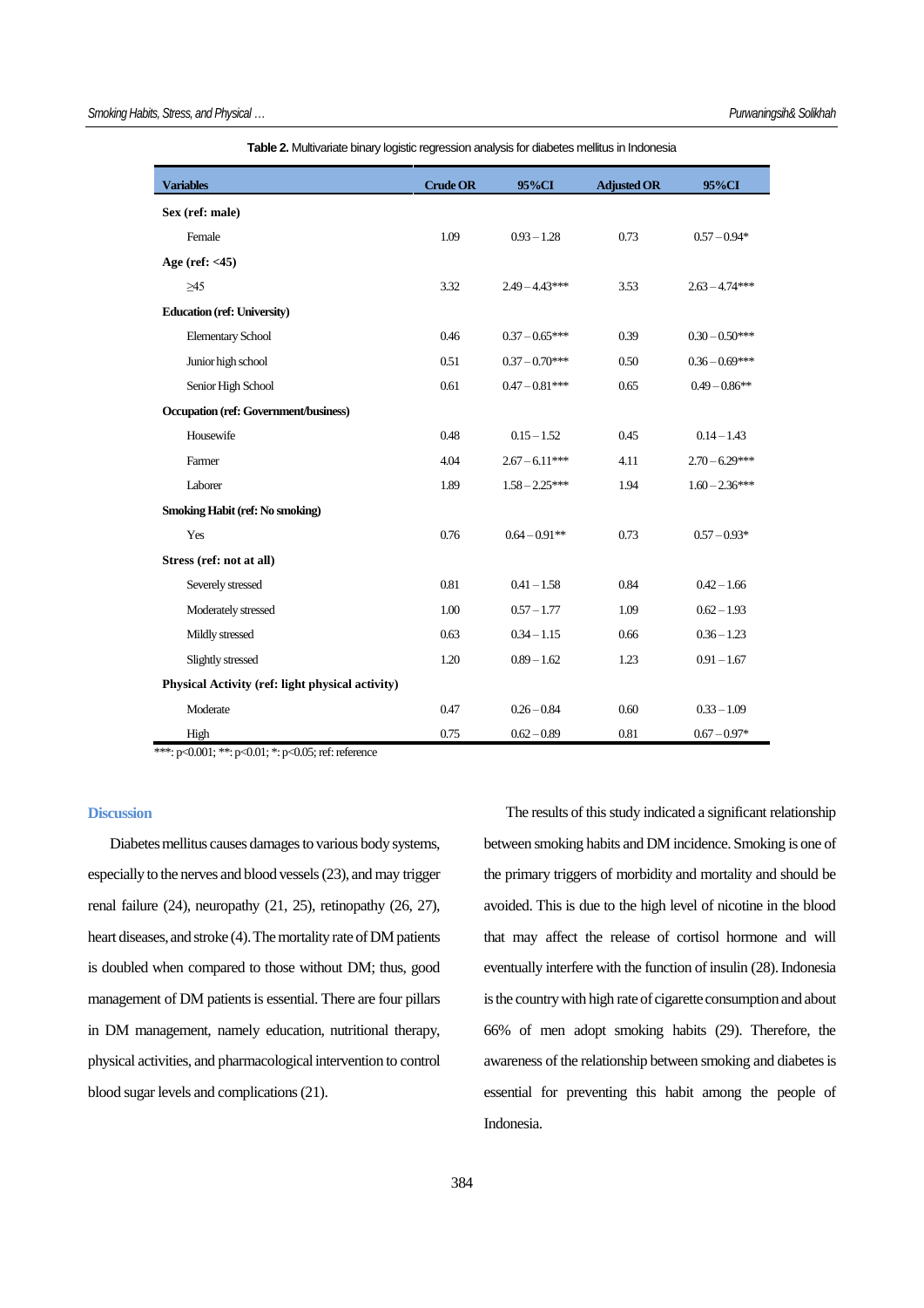**Table 2.** Multivariate binary logistic regression analysis for diabetes mellitus in Indonesia

| Variables | Crude OR | 95%CI | Adjusted OR | 95%CI |
|---|---|---|---|---|
| **Sex (ref: male)** | | | | |
| Female | 1.09 | 0.93 – 1.28 | 0.73 | 0.57 – 0.94* |
| **Age (ref: <45)** | | | | |
| ≥45 | 3.32 | 2.49 – 4.43*** | 3.53 | 2.63 – 4.74*** |
| **Education (ref: University)** | | | | |
| Elementary School | 0.46 | 0.37 – 0.65*** | 0.39 | 0.30 – 0.50*** |
| Junior high school | 0.51 | 0.37 – 0.70*** | 0.50 | 0.36 – 0.69*** |
| Senior High School | 0.61 | 0.47 – 0.81*** | 0.65 | 0.49 – 0.86** |
| **Occupation (ref: Government/business)** | | | | |
| Housewife | 0.48 | 0.15 – 1.52 | 0.45 | 0.14 – 1.43 |
| Farmer | 4.04 | 2.67 – 6.11*** | 4.11 | 2.70 – 6.29*** |
| Laborer | 1.89 | 1.58 – 2.25*** | 1.94 | 1.60 – 2.36*** |
| **Smoking Habit (ref: No smoking)** | | | | |
| Yes | 0.76 | 0.64 – 0.91** | 0.73 | 0.57 – 0.93* |
| **Stress (ref: not at all)** | | | | |
| Severely stressed | 0.81 | 0.41 – 1.58 | 0.84 | 0.42 – 1.66 |
| Moderately stressed | 1.00 | 0.57 – 1.77 | 1.09 | 0.62 – 1.93 |
| Mildly stressed | 0.63 | 0.34 – 1.15 | 0.66 | 0.36 – 1.23 |
| Slightly stressed | 1.20 | 0.89 – 1.62 | 1.23 | 0.91 – 1.67 |
| **Physical Activity (ref: light physical activity)** | | | | |
| Moderate | 0.47 | 0.26 – 0.84 | 0.60 | 0.33 – 1.09 |
| High | 0.75 | 0.62 – 0.89 | 0.81 | 0.67 – 0.97* |

***: p<0.001; **: p<0.01; *: p<0.05; ref: reference

## Discussion

Diabetes mellitus causes damages to various body systems, especially to the nerves and blood vessels (23), and may trigger renal failure (24), neuropathy (21, 25), retinopathy (26, 27), heart diseases, and stroke (4). The mortality rate of DM patients is doubled when compared to those without DM; thus, good management of DM patients is essential. There are four pillars in DM management, namely education, nutritional therapy, physical activities, and pharmacological intervention to control blood sugar levels and complications (21).

The results of this study indicated a significant relationship between smoking habits and DM incidence. Smoking is one of the primary triggers of morbidity and mortality and should be avoided. This is due to the high level of nicotine in the blood that may affect the release of cortisol hormone and will eventually interfere with the function of insulin (28). Indonesia is the country with high rate of cigarette consumption and about 66% of men adopt smoking habits (29). Therefore, the awareness of the relationship between smoking and diabetes is essential for preventing this habit among the people of Indonesia.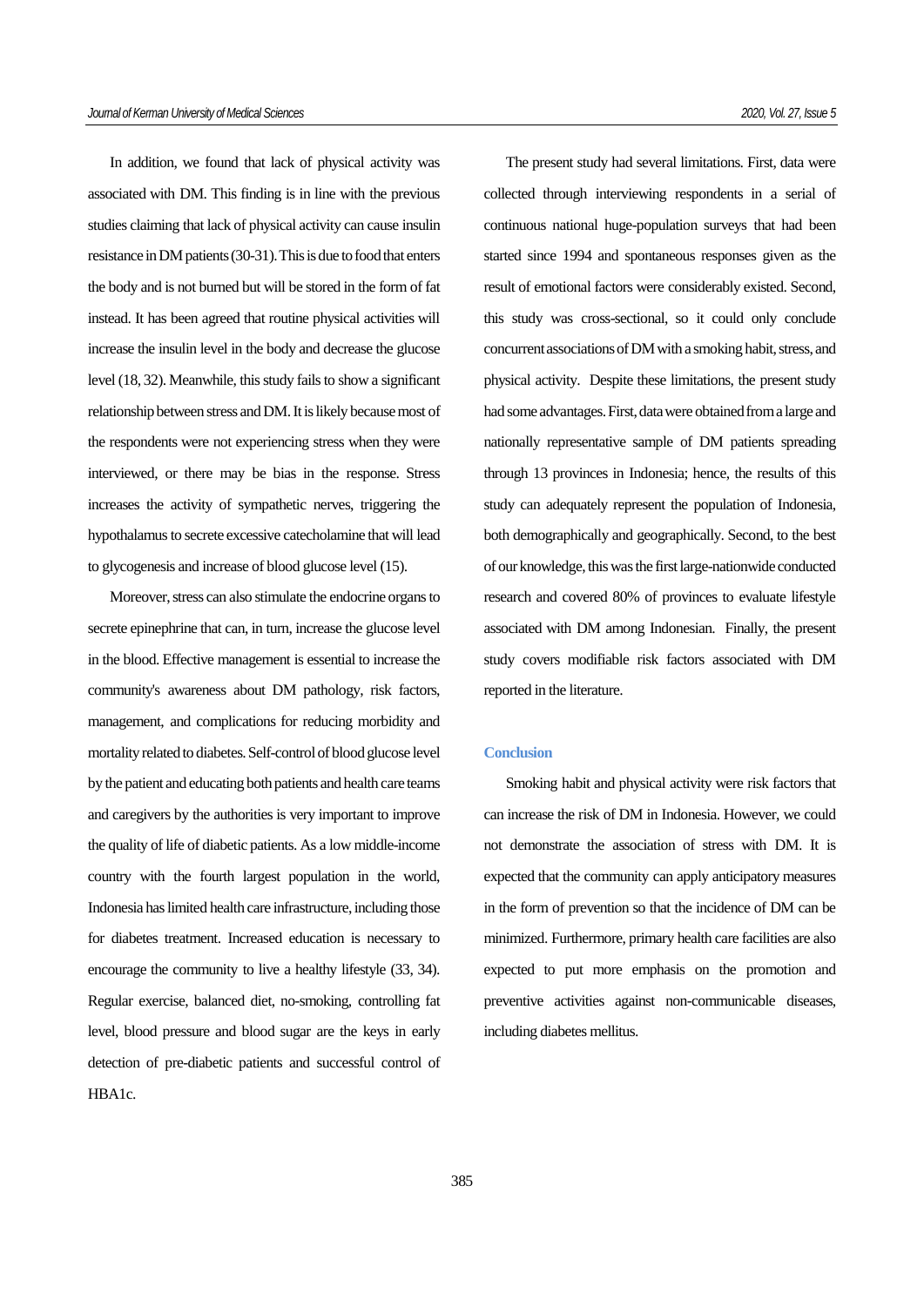In addition, we found that lack of physical activity was associated with DM. This finding is in line with the previous studies claiming that lack of physical activity can cause insulin resistance in DM patients (30-31). This is due to food that enters the body and is not burned but will be stored in the form of fat instead. It has been agreed that routine physical activities will increase the insulin level in the body and decrease the glucose level (18, 32). Meanwhile, this study fails to show a significant relationship between stress and DM. It is likely because most of the respondents were not experiencing stress when they were interviewed, or there may be bias in the response. Stress increases the activity of sympathetic nerves, triggering the hypothalamus to secrete excessive catecholamine that will lead to glycogenesis and increase of blood glucose level (15).

Moreover, stress can also stimulate the endocrine organs to secrete epinephrine that can, in turn, increase the glucose level in the blood. Effective management is essential to increase the community's awareness about DM pathology, risk factors, management, and complications for reducing morbidity and mortality related to diabetes. Self-control of blood glucose level by the patient and educating both patients and health care teams and caregivers by the authorities is very important to improve the quality of life of diabetic patients. As a low middle-income country with the fourth largest population in the world, Indonesia has limited health care infrastructure, including those for diabetes treatment. Increased education is necessary to encourage the community to live a healthy lifestyle (33, 34). Regular exercise, balanced diet, no-smoking, controlling fat level, blood pressure and blood sugar are the keys in early detection of pre-diabetic patients and successful control of HBA1c.

The present study had several limitations. First, data were collected through interviewing respondents in a serial of continuous national huge-population surveys that had been started since 1994 and spontaneous responses given as the result of emotional factors were considerably existed. Second, this study was cross-sectional, so it could only conclude concurrent associations of DM with a smoking habit, stress, and physical activity. Despite these limitations, the present study had some advantages. First, data were obtained from a large and nationally representative sample of DM patients spreading through 13 provinces in Indonesia; hence, the results of this study can adequately represent the population of Indonesia, both demographically and geographically. Second, to the best of our knowledge, this was the first large-nationwide conducted research and covered 80% of provinces to evaluate lifestyle associated with DM among Indonesian. Finally, the present study covers modifiable risk factors associated with DM reported in the literature.

## Conclusion

Smoking habit and physical activity were risk factors that can increase the risk of DM in Indonesia. However, we could not demonstrate the association of stress with DM. It is expected that the community can apply anticipatory measures in the form of prevention so that the incidence of DM can be minimized. Furthermore, primary health care facilities are also expected to put more emphasis on the promotion and preventive activities against non-communicable diseases, including diabetes mellitus.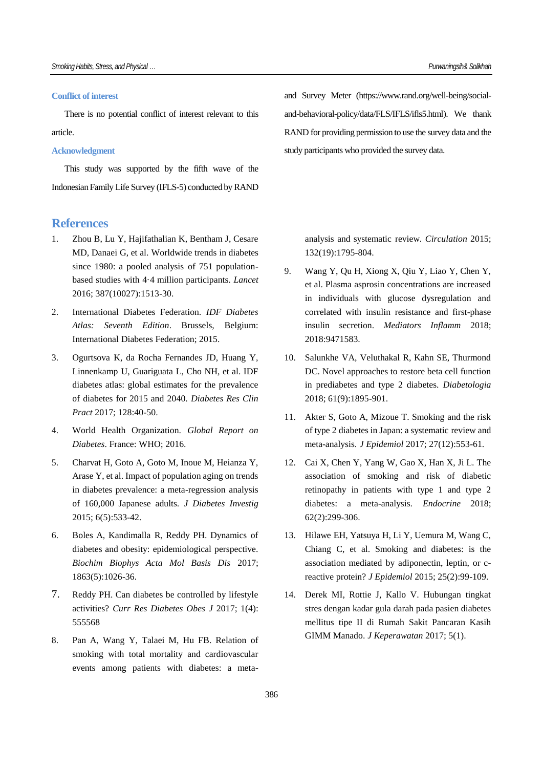### Conflict of interest

There is no potential conflict of interest relevant to this article.

### Acknowledgment

This study was supported by the fifth wave of the Indonesian Family Life Survey (IFLS-5) conducted by RAND and Survey Meter (https://www.rand.org/well-being/social-and-behavioral-policy/data/FLS/IFLS/ifls5.html). We thank RAND for providing permission to use the survey data and the study participants who provided the survey data.

## References

1. Zhou B, Lu Y, Hajifathalian K, Bentham J, Cesare MD, Danaei G, et al. Worldwide trends in diabetes since 1980: a pooled analysis of 751 population-based studies with 4·4 million participants. *Lancet* 2016; 387(10027):1513-30.
2. International Diabetes Federation. *IDF Diabetes Atlas: Seventh Edition*. Brussels, Belgium: International Diabetes Federation; 2015.
3. Ogurtsova K, da Rocha Fernandes JD, Huang Y, Linnenkamp U, Guariguata L, Cho NH, et al. IDF diabetes atlas: global estimates for the prevalence of diabetes for 2015 and 2040. *Diabetes Res Clin Pract* 2017; 128:40-50.
4. World Health Organization. *Global Report on Diabetes*. France: WHO; 2016.
5. Charvat H, Goto A, Goto M, Inoue M, Heianza Y, Arase Y, et al. Impact of population aging on trends in diabetes prevalence: a meta-regression analysis of 160,000 Japanese adults. *J Diabetes Investig* 2015; 6(5):533-42.
6. Boles A, Kandimalla R, Reddy PH. Dynamics of diabetes and obesity: epidemiological perspective. *Biochim Biophys Acta Mol Basis Dis* 2017; 1863(5):1026-36.
7. Reddy PH. Can diabetes be controlled by lifestyle activities? *Curr Res Diabetes Obes J* 2017; 1(4): 555568
8. Pan A, Wang Y, Talaei M, Hu FB. Relation of smoking with total mortality and cardiovascular events among patients with diabetes: a meta-analysis and systematic review. *Circulation* 2015; 132(19):1795-804.
9. Wang Y, Qu H, Xiong X, Qiu Y, Liao Y, Chen Y, et al. Plasma asprosin concentrations are increased in individuals with glucose dysregulation and correlated with insulin resistance and first-phase insulin secretion. *Mediators Inflamm* 2018; 2018:9471583.
10. Salunkhe VA, Veluthakal R, Kahn SE, Thurmond DC. Novel approaches to restore beta cell function in prediabetes and type 2 diabetes. *Diabetologia* 2018; 61(9):1895-901.
11. Akter S, Goto A, Mizoue T. Smoking and the risk of type 2 diabetes in Japan: a systematic review and meta-analysis. *J Epidemiol* 2017; 27(12):553-61.
12. Cai X, Chen Y, Yang W, Gao X, Han X, Ji L. The association of smoking and risk of diabetic retinopathy in patients with type 1 and type 2 diabetes: a meta-analysis. *Endocrine* 2018; 62(2):299-306.
13. Hilawe EH, Yatsuya H, Li Y, Uemura M, Wang C, Chiang C, et al. Smoking and diabetes: is the association mediated by adiponectin, leptin, or c-reactive protein? *J Epidemiol* 2015; 25(2):99-109.
14. Derek MI, Rottie J, Kallo V. Hubungan tingkat stres dengan kadar gula darah pada pasien diabetes mellitus tipe II di Rumah Sakit Pancaran Kasih GIMM Manado. *J Keperawatan* 2017; 5(1).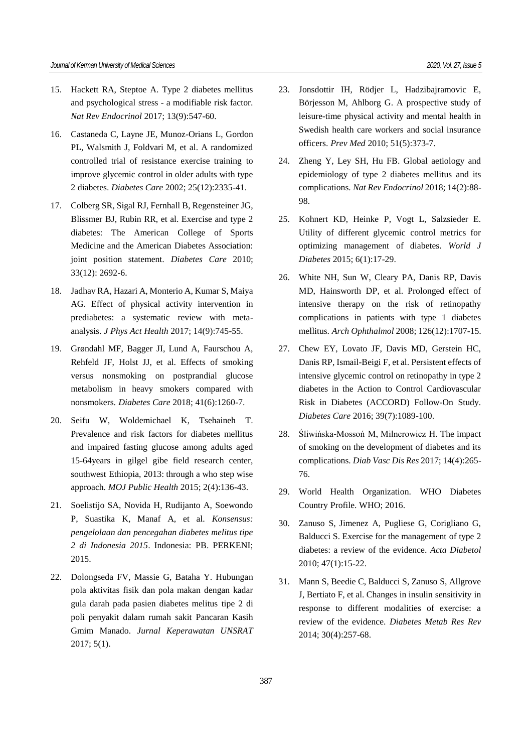15. Hackett RA, Steptoe A. Type 2 diabetes mellitus and psychological stress - a modifiable risk factor. *Nat Rev Endocrinol* 2017; 13(9):547-60.

16. Castaneda C, Layne JE, Munoz-Orians L, Gordon PL, Walsmith J, Foldvari M, et al. A randomized controlled trial of resistance exercise training to improve glycemic control in older adults with type 2 diabetes. *Diabetes Care* 2002; 25(12):2335-41.

17. Colberg SR, Sigal RJ, Fernhall B, Regensteiner JG, Blissmer BJ, Rubin RR, et al. Exercise and type 2 diabetes: The American College of Sports Medicine and the American Diabetes Association: joint position statement. *Diabetes Care* 2010; 33(12): 2692-6.

18. Jadhav RA, Hazari A, Monterio A, Kumar S, Maiya AG. Effect of physical activity intervention in prediabetes: a systematic review with meta-analysis. *J Phys Act Health* 2017; 14(9):745-55.

19. Grøndahl MF, Bagger JI, Lund A, Faurschou A, Rehfeld JF, Holst JJ, et al. Effects of smoking versus nonsmoking on postprandial glucose metabolism in heavy smokers compared with nonsmokers. *Diabetes Care* 2018; 41(6):1260-7.

20. Seifu W, Woldemichael K, Tsehaineh T. Prevalence and risk factors for diabetes mellitus and impaired fasting glucose among adults aged 15-64years in gilgel gibe field research center, southwest Ethiopia, 2013: through a who step wise approach. *MOJ Public Health* 2015; 2(4):136-43.

21. Soelistijo SA, Novida H, Rudijanto A, Soewondo P, Suastika K, Manaf A, et al. *Konsensus: pengelolaan dan pencegahan diabetes melitus tipe 2 di Indonesia 2015*. Indonesia: PB. PERKENI; 2015.

22. Dolongseda FV, Massie G, Bataha Y. Hubungan pola aktivitas fisik dan pola makan dengan kadar gula darah pada pasien diabetes melitus tipe 2 di poli penyakit dalam rumah sakit Pancaran Kasih Gmim Manado. *Jurnal Keperawatan UNSRAT* 2017; 5(1).

23. Jonsdottir IH, Rödjer L, Hadzibajramovic E, Börjesson M, Ahlborg G. A prospective study of leisure-time physical activity and mental health in Swedish health care workers and social insurance officers. *Prev Med* 2010; 51(5):373-7.

24. Zheng Y, Ley SH, Hu FB. Global aetiology and epidemiology of type 2 diabetes mellitus and its complications. *Nat Rev Endocrinol* 2018; 14(2):88-98.

25. Kohnert KD, Heinke P, Vogt L, Salzsieder E. Utility of different glycemic control metrics for optimizing management of diabetes. *World J Diabetes* 2015; 6(1):17-29.

26. White NH, Sun W, Cleary PA, Danis RP, Davis MD, Hainsworth DP, et al. Prolonged effect of intensive therapy on the risk of retinopathy complications in patients with type 1 diabetes mellitus. *Arch Ophthalmol* 2008; 126(12):1707-15.

27. Chew EY, Lovato JF, Davis MD, Gerstein HC, Danis RP, Ismail-Beigi F, et al. Persistent effects of intensive glycemic control on retinopathy in type 2 diabetes in the Action to Control Cardiovascular Risk in Diabetes (ACCORD) Follow-On Study. *Diabetes Care* 2016; 39(7):1089-100.

28. Śliwińska-Mossoń M, Milnerowicz H. The impact of smoking on the development of diabetes and its complications. *Diab Vasc Dis Res* 2017; 14(4):265-76.

29. World Health Organization. WHO Diabetes Country Profile. WHO; 2016.

30. Zanuso S, Jimenez A, Pugliese G, Corigliano G, Balducci S. Exercise for the management of type 2 diabetes: a review of the evidence. *Acta Diabetol* 2010; 47(1):15-22.

31. Mann S, Beedie C, Balducci S, Zanuso S, Allgrove J, Bertiato F, et al. Changes in insulin sensitivity in response to different modalities of exercise: a review of the evidence. *Diabetes Metab Res Rev* 2014; 30(4):257-68.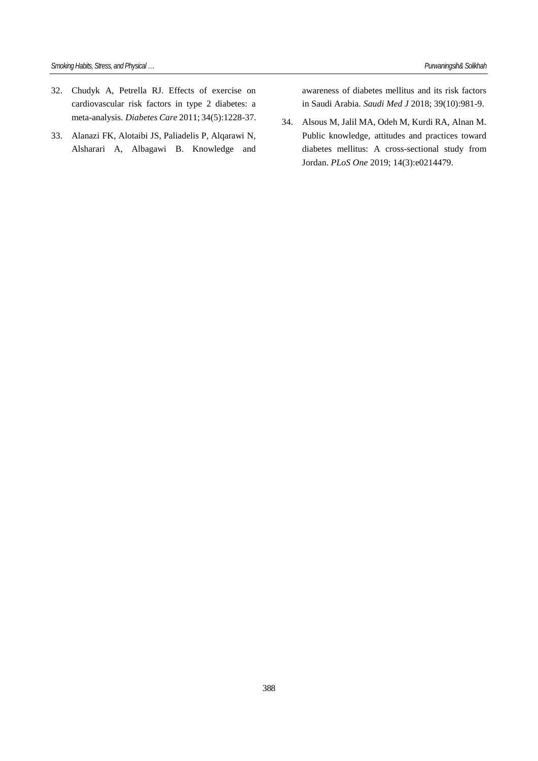32. Chudyk A, Petrella RJ. Effects of exercise on cardiovascular risk factors in type 2 diabetes: a meta-analysis. *Diabetes Care* 2011; 34(5):1228-37.
33. Alanazi FK, Alotaibi JS, Paliadelis P, Alqarawi N, Alsharari A, Albagawi B. Knowledge and awareness of diabetes mellitus and its risk factors in Saudi Arabia. *Saudi Med J* 2018; 39(10):981-9.
34. Alsous M, Jalil MA, Odeh M, Kurdi RA, Alnan M. Public knowledge, attitudes and practices toward diabetes mellitus: A cross-sectional study from Jordan. *PLoS One* 2019; 14(3):e0214479.